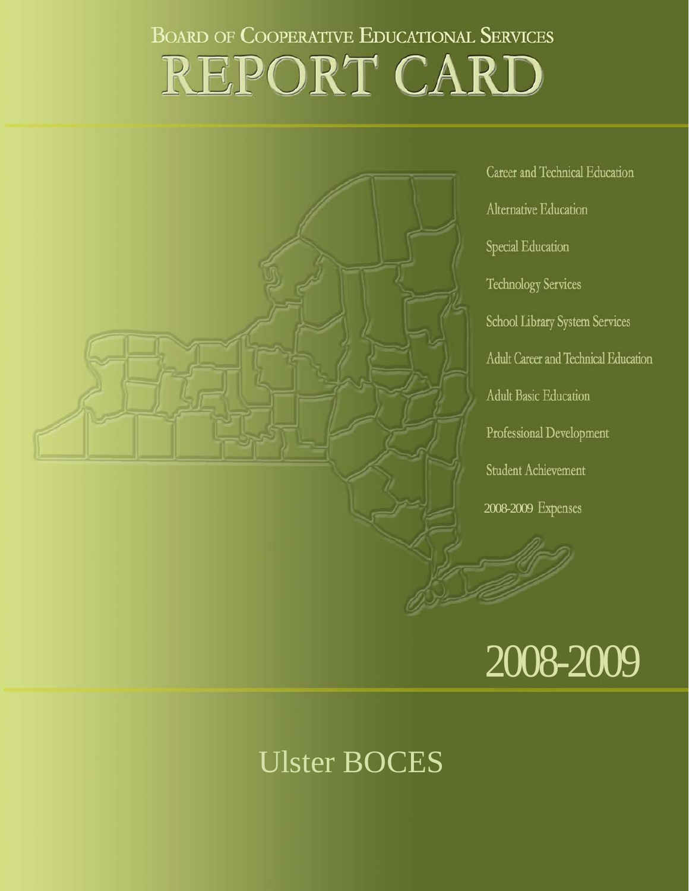# Board of Cooperative Educational Services

# REPORT CARD

- Career and Technical Education
- Alternative Education
- Special Education
- Technology Services
- School Library System Services
- Adult Career and Technical Education
- Adult Basic Education
- Professional Development
- Student Achievement
- 2008-2009 Expenses

## 2008-2009

## Ulster BOCES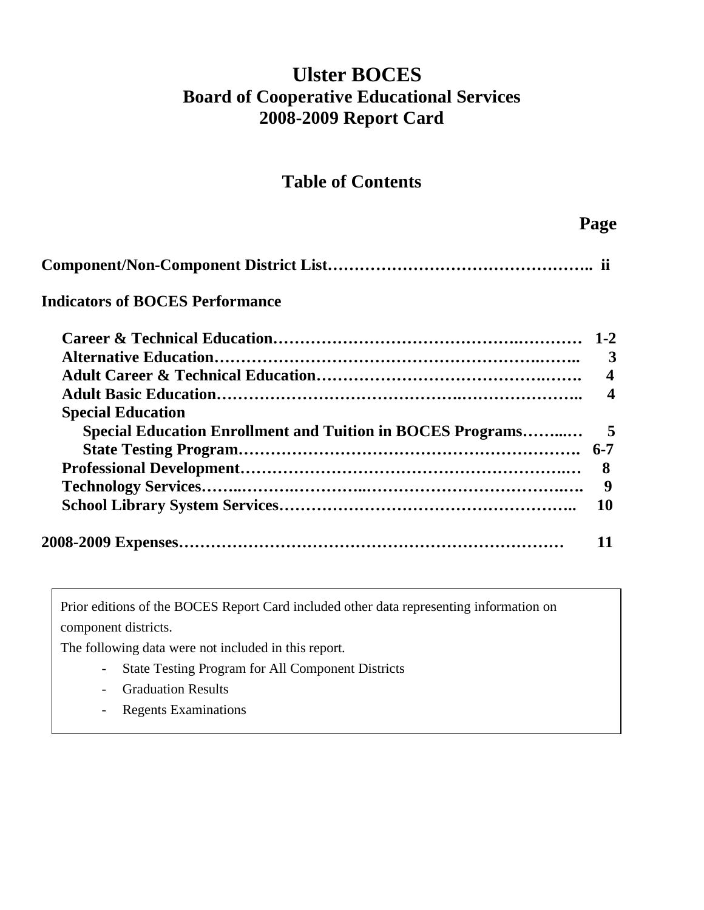# Ulster BOCES
## Board of Cooperative Educational Services
## 2008-2009 Report Card

## Table of Contents

| | Page |
|---|---|
| **Component/Non-Component District List** | **ii** |
| **Indicators of BOCES Performance** | |
| **Career & Technical Education** | **1-2** |
| **Alternative Education** | **3** |
| **Adult Career & Technical Education** | **4** |
| **Adult Basic Education** | **4** |
| **Special Education** | |
| **Special Education Enrollment and Tuition in BOCES Programs** | **5** |
| **State Testing Program** | **6-7** |
| **Professional Development** | **8** |
| **Technology Services** | **9** |
| **School Library System Services** | **10** |
| **2008-2009 Expenses** | **11** |

Prior editions of the BOCES Report Card included other data representing information on component districts.

The following data were not included in this report.

- State Testing Program for All Component Districts
- Graduation Results
- Regents Examinations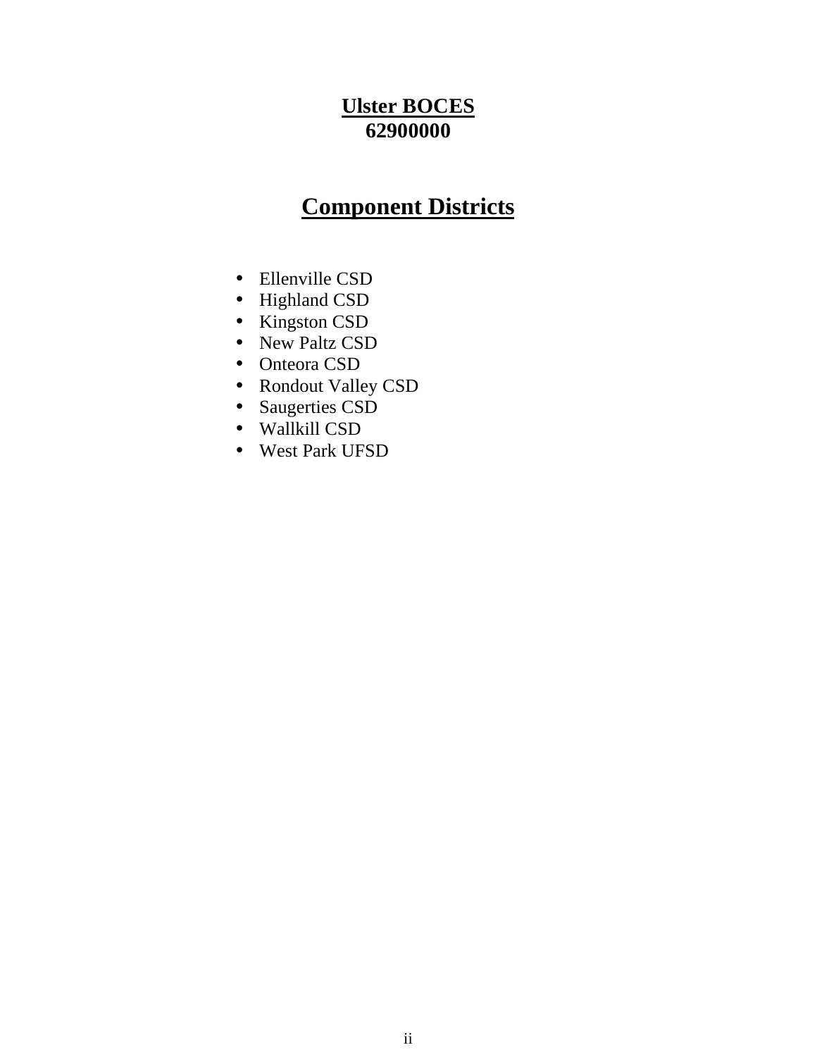# Ulster BOCES
**62900000**

## Component Districts

- Ellenville CSD
- Highland CSD
- Kingston CSD
- New Paltz CSD
- Onteora CSD
- Rondout Valley CSD
- Saugerties CSD
- Wallkill CSD
- West Park UFSD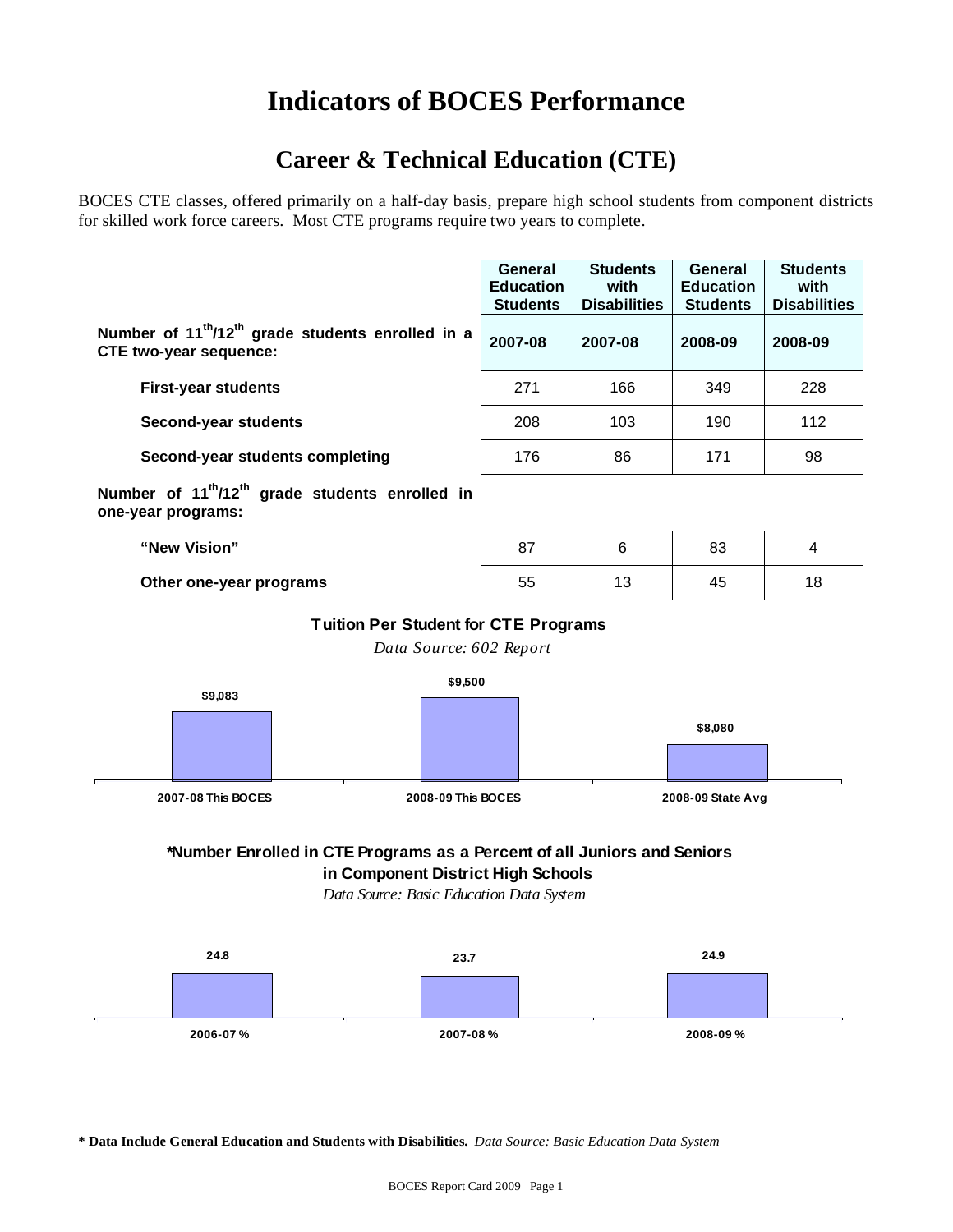# Indicators of BOCES Performance

## Career & Technical Education (CTE)

BOCES CTE classes, offered primarily on a half-day basis, prepare high school students from component districts for skilled work force careers. Most CTE programs require two years to complete.

| | General Education Students | Students with Disabilities | General Education Students | Students with Disabilities |
|---|---|---|---|---|
| **Number of 11th/12th grade students enrolled in a CTE two-year sequence:** | **2007-08** | **2007-08** | **2008-09** | **2008-09** |
| **First-year students** | 271 | 166 | 349 | 228 |
| **Second-year students** | 208 | 103 | 190 | 112 |
| **Second-year students completing** | 176 | 86 | 171 | 98 |
| **Number of 11th/12th grade students enrolled in one-year programs:** | | | | |
| **"New Vision"** | 87 | 6 | 83 | 4 |
| **Other one-year programs** | 55 | 13 | 45 | 18 |

**Tuition Per Student for CTE Programs**

*Data Source: 602 Report*

| 2007-08 This BOCES | 2008-09 This BOCES | 2008-09 State Avg |
|---|---|---|
| $9,083 | $9,500 | $8,080 |

**\*Number Enrolled in CTE Programs as a Percent of all Juniors and Seniors in Component District High Schools**

*Data Source: Basic Education Data System*

| 2006-07 % | 2007-08 % | 2008-09 % |
|---|---|---|
| 24.8 | 23.7 | 24.9 |

**\* Data Include General Education and Students with Disabilities.** *Data Source: Basic Education Data System*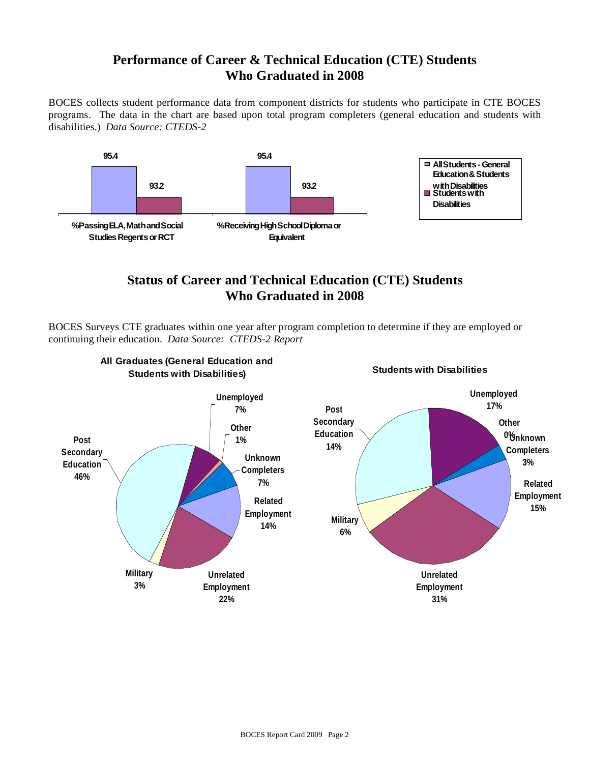## Performance of Career & Technical Education (CTE) Students Who Graduated in 2008

BOCES collects student performance data from component districts for students who participate in CTE BOCES programs. The data in the chart are based upon total program completers (general education and students with disabilities.) *Data Source: CTEDS-2*

| | All Students - General Education & Students with Disabilities | Students with Disabilities |
|---|---|---|
| % Passing ELA, Math and Social Studies Regents or RCT | 95.4 | 93.2 |
| % Receiving High School Diploma or Equivalent | 95.4 | 93.2 |

## Status of Career and Technical Education (CTE) Students Who Graduated in 2008

BOCES Surveys CTE graduates within one year after program completion to determine if they are employed or continuing their education. *Data Source: CTEDS-2 Report*

| Status | All Graduates (General Education and Students with Disabilities) | Students with Disabilities |
|---|---|---|
| Post Secondary Education | 46% | 14% |
| Unemployed | 7% | 17% |
| Other | 1% | 0% |
| Unknown Completers | 7% | 3% |
| Related Employment | 14% | 15% |
| Unrelated Employment | 22% | 31% |
| Military | 3% | 6% |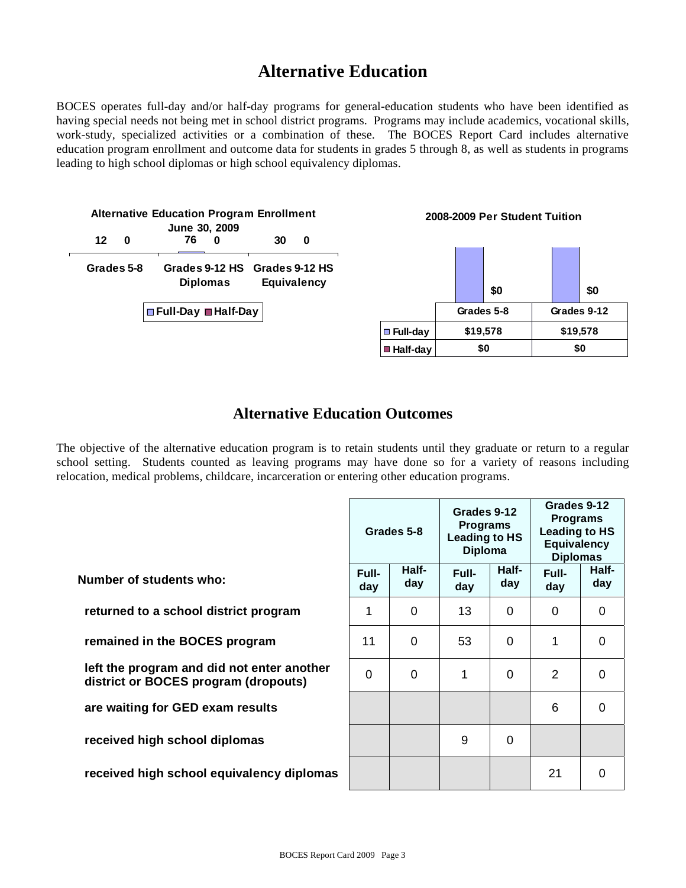# Alternative Education

BOCES operates full-day and/or half-day programs for general-education students who have been identified as having special needs not being met in school district programs. Programs may include academics, vocational skills, work-study, specialized activities or a combination of these. The BOCES Report Card includes alternative education program enrollment and outcome data for students in grades 5 through 8, as well as students in programs leading to high school diplomas or high school equivalency diplomas.

**Alternative Education Program Enrollment June 30, 2009**

| | Grades 5-8 | Grades 9-12 HS Diplomas | Grades 9-12 HS Equivalency |
|---|---|---|---|
| Full-Day | 12 | 76 | 30 |
| Half-Day | 0 | 0 | 0 |

**2008-2009 Per Student Tuition**

| | Grades 5-8 | Grades 9-12 |
|---|---|---|
| Full-day | $19,578 | $19,578 |
| Half-day | $0 | $0 |

## Alternative Education Outcomes

The objective of the alternative education program is to retain students until they graduate or return to a regular school setting. Students counted as leaving programs may have done so for a variety of reasons including relocation, medical problems, childcare, incarceration or entering other education programs.

| | Grades 5-8 | | Grades 9-12 Programs Leading to HS Diploma | | Grades 9-12 Programs Leading to HS Equivalency Diplomas | |
|---|---|---|---|---|---|---|
| **Number of students who:** | Full-day | Half-day | Full-day | Half-day | Full-day | Half-day |
| returned to a school district program | 1 | 0 | 13 | 0 | 0 | 0 |
| remained in the BOCES program | 11 | 0 | 53 | 0 | 1 | 0 |
| left the program and did not enter another district or BOCES program (dropouts) | 0 | 0 | 1 | 0 | 2 | 0 |
| are waiting for GED exam results | | | | | 6 | 0 |
| received high school diplomas | | | 9 | 0 | | |
| received high school equivalency diplomas | | | | | 21 | 0 |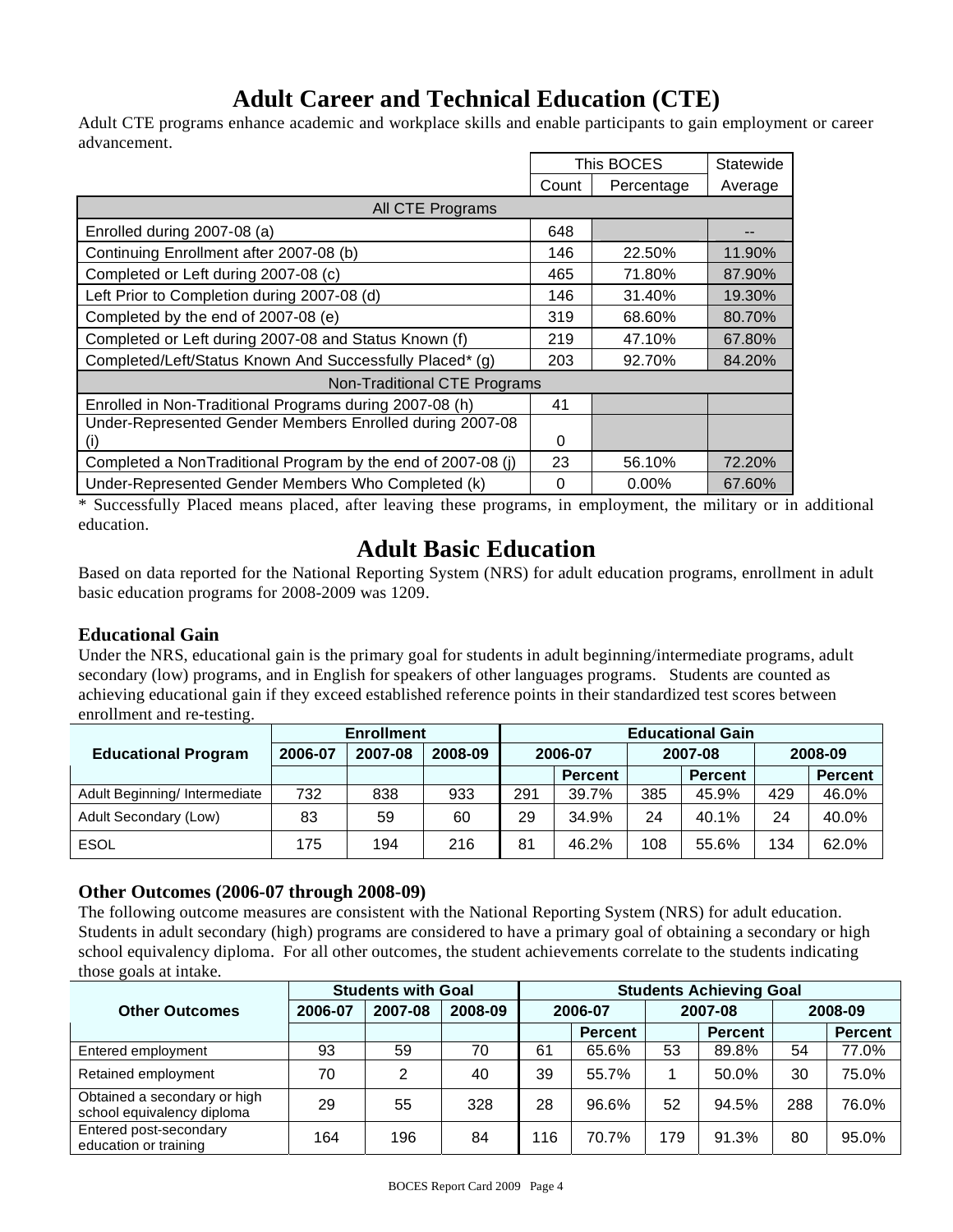# Adult Career and Technical Education (CTE)

Adult CTE programs enhance academic and workplace skills and enable participants to gain employment or career advancement.

| | This BOCES | | Statewide |
|---|---|---|---|
| | Count | Percentage | Average |
| **All CTE Programs** | | | |
| Enrolled during 2007-08 (a) | 648 | | -- |
| Continuing Enrollment after 2007-08 (b) | 146 | 22.50% | 11.90% |
| Completed or Left during 2007-08 (c) | 465 | 71.80% | 87.90% |
| Left Prior to Completion during 2007-08 (d) | 146 | 31.40% | 19.30% |
| Completed by the end of 2007-08 (e) | 319 | 68.60% | 80.70% |
| Completed or Left during 2007-08 and Status Known (f) | 219 | 47.10% | 67.80% |
| Completed/Left/Status Known And Successfully Placed* (g) | 203 | 92.70% | 84.20% |
| **Non-Traditional CTE Programs** | | | |
| Enrolled in Non-Traditional Programs during 2007-08 (h) | 41 | | |
| Under-Represented Gender Members Enrolled during 2007-08 (i) | 0 | | |
| Completed a NonTraditional Program by the end of 2007-08 (j) | 23 | 56.10% | 72.20% |
| Under-Represented Gender Members Who Completed (k) | 0 | 0.00% | 67.60% |

* Successfully Placed means placed, after leaving these programs, in employment, the military or in additional education.

# Adult Basic Education

Based on data reported for the National Reporting System (NRS) for adult education programs, enrollment in adult basic education programs for 2008-2009 was 1209.

### Educational Gain

Under the NRS, educational gain is the primary goal for students in adult beginning/intermediate programs, adult secondary (low) programs, and in English for speakers of other languages programs. Students are counted as achieving educational gain if they exceed established reference points in their standardized test scores between enrollment and re-testing.

| Educational Program | Enrollment | | | Educational Gain | | | | | |
|---|---|---|---|---|---|---|---|---|---|
| | 2006-07 | 2007-08 | 2008-09 | 2006-07 | | 2007-08 | | 2008-09 | |
| | | | | | Percent | | Percent | | Percent |
| Adult Beginning/ Intermediate | 732 | 838 | 933 | 291 | 39.7% | 385 | 45.9% | 429 | 46.0% |
| Adult Secondary (Low) | 83 | 59 | 60 | 29 | 34.9% | 24 | 40.1% | 24 | 40.0% |
| ESOL | 175 | 194 | 216 | 81 | 46.2% | 108 | 55.6% | 134 | 62.0% |

### Other Outcomes (2006-07 through 2008-09)

The following outcome measures are consistent with the National Reporting System (NRS) for adult education. Students in adult secondary (high) programs are considered to have a primary goal of obtaining a secondary or high school equivalency diploma. For all other outcomes, the student achievements correlate to the students indicating those goals at intake.

| Other Outcomes | Students with Goal | | | Students Achieving Goal | | | | | |
|---|---|---|---|---|---|---|---|---|---|
| | 2006-07 | 2007-08 | 2008-09 | 2006-07 | | 2007-08 | | 2008-09 | |
| | | | | | Percent | | Percent | | Percent |
| Entered employment | 93 | 59 | 70 | 61 | 65.6% | 53 | 89.8% | 54 | 77.0% |
| Retained employment | 70 | 2 | 40 | 39 | 55.7% | 1 | 50.0% | 30 | 75.0% |
| Obtained a secondary or high school equivalency diploma | 29 | 55 | 328 | 28 | 96.6% | 52 | 94.5% | 288 | 76.0% |
| Entered post-secondary education or training | 164 | 196 | 84 | 116 | 70.7% | 179 | 91.3% | 80 | 95.0% |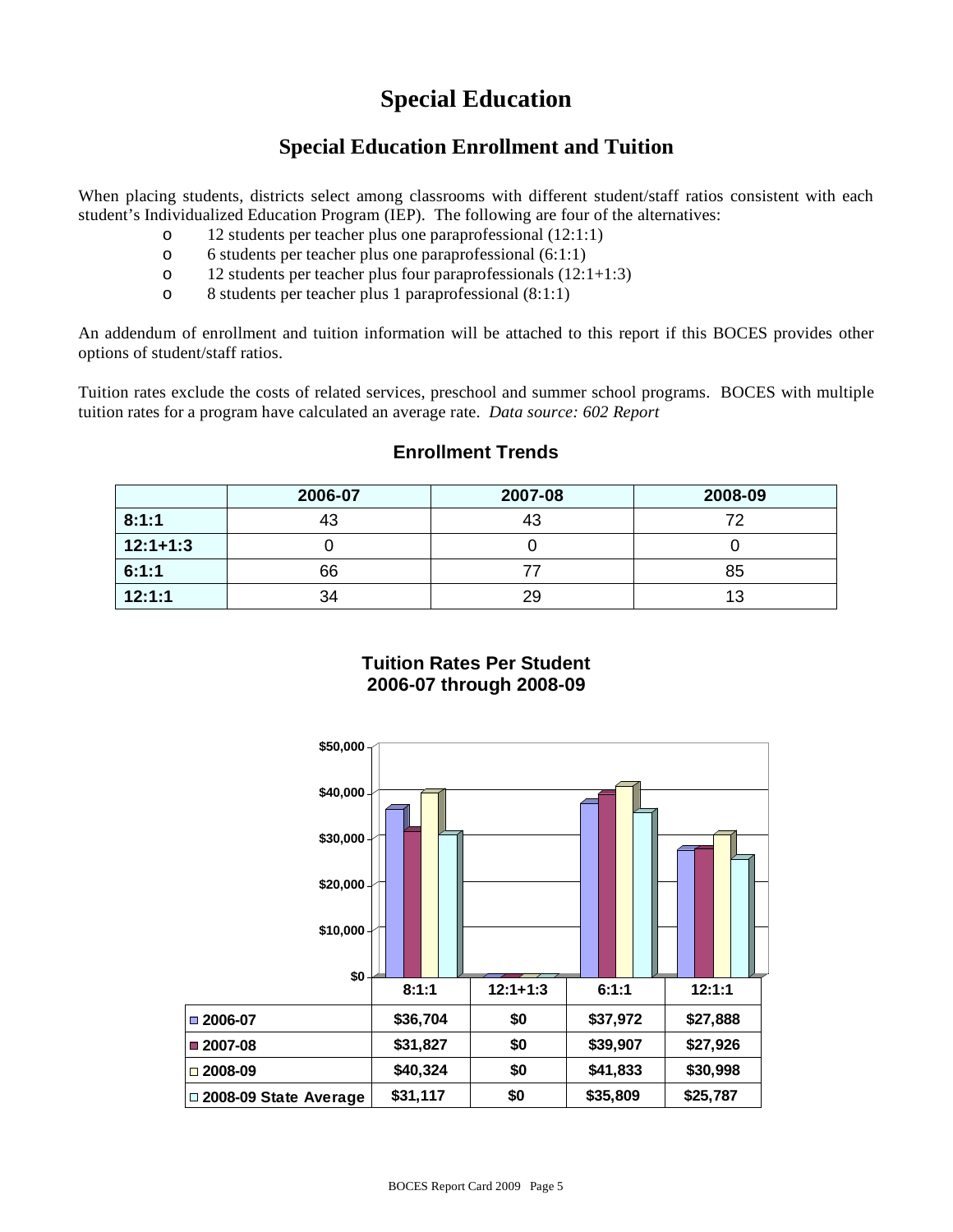# Special Education

## Special Education Enrollment and Tuition

When placing students, districts select among classrooms with different student/staff ratios consistent with each student's Individualized Education Program (IEP). The following are four of the alternatives:

- 12 students per teacher plus one paraprofessional (12:1:1)
- 6 students per teacher plus one paraprofessional (6:1:1)
- 12 students per teacher plus four paraprofessionals (12:1+1:3)
- 8 students per teacher plus 1 paraprofessional (8:1:1)

An addendum of enrollment and tuition information will be attached to this report if this BOCES provides other options of student/staff ratios.

Tuition rates exclude the costs of related services, preschool and summer school programs. BOCES with multiple tuition rates for a program have calculated an average rate. *Data source: 602 Report*

### Enrollment Trends

| | 2006-07 | 2007-08 | 2008-09 |
|---|---|---|---|
| **8:1:1** | 43 | 43 | 72 |
| **12:1+1:3** | 0 | 0 | 0 |
| **6:1:1** | 66 | 77 | 85 |
| **12:1:1** | 34 | 29 | 13 |

### Tuition Rates Per Student 2006-07 through 2008-09

| | 8:1:1 | 12:1+1:3 | 6:1:1 | 12:1:1 |
|---|---|---|---|---|
| 2006-07 | $36,704 | $0 | $37,972 | $27,888 |
| 2007-08 | $31,827 | $0 | $39,907 | $27,926 |
| 2008-09 | $40,324 | $0 | $41,833 | $30,998 |
| 2008-09 State Average | $31,117 | $0 | $35,809 | $25,787 |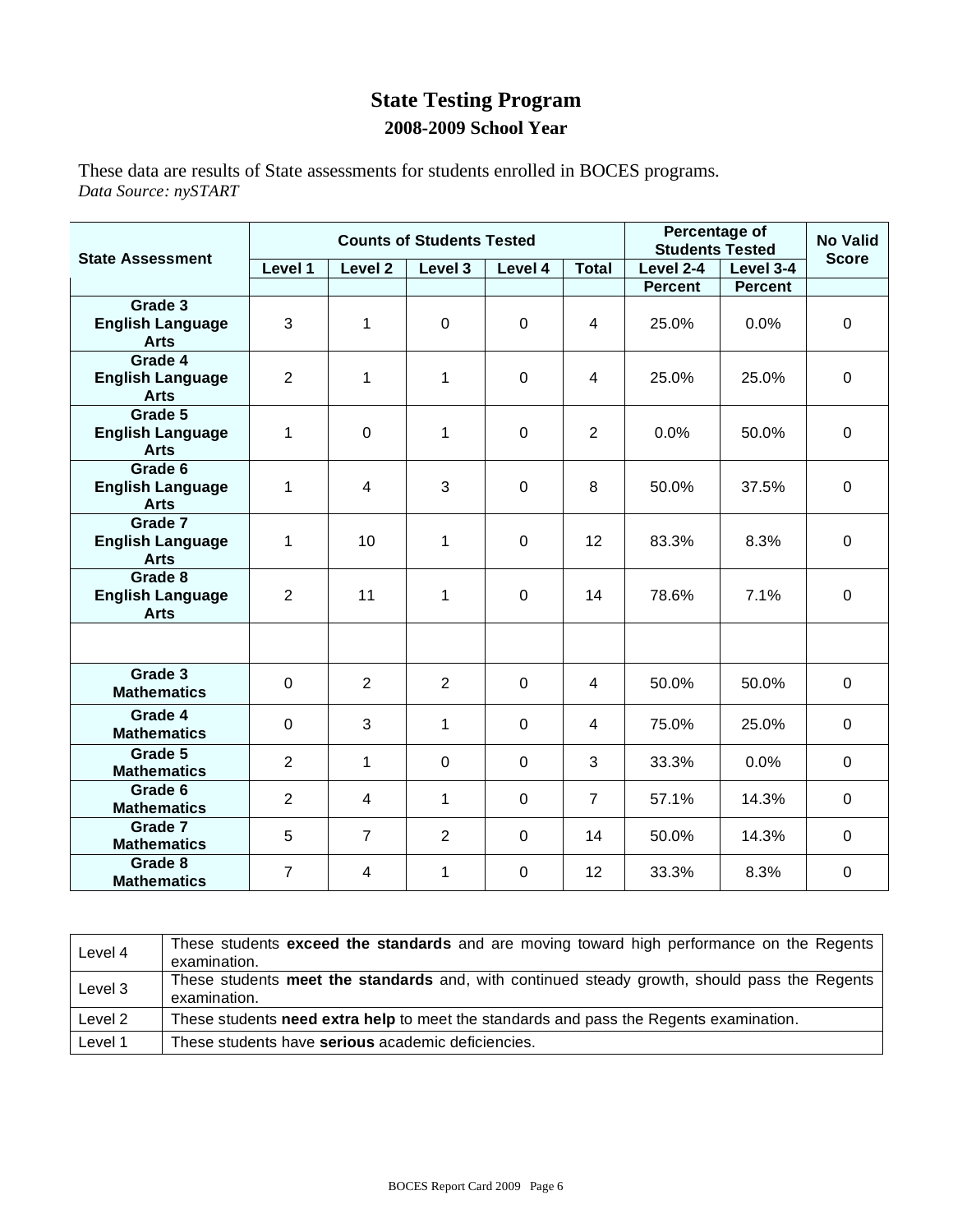# State Testing Program

## 2008-2009 School Year

These data are results of State assessments for students enrolled in BOCES programs.
*Data Source: nySTART*

| State Assessment | Counts of Students Tested | | | | | Percentage of Students Tested | | No Valid Score |
|---|---|---|---|---|---|---|---|---|
| | Level 1 | Level 2 | Level 3 | Level 4 | Total | Level 2-4 | Level 3-4 | |
| | | | | | | Percent | Percent | |
| Grade 3 English Language Arts | 3 | 1 | 0 | 0 | 4 | 25.0% | 0.0% | 0 |
| Grade 4 English Language Arts | 2 | 1 | 1 | 0 | 4 | 25.0% | 25.0% | 0 |
| Grade 5 English Language Arts | 1 | 0 | 1 | 0 | 2 | 0.0% | 50.0% | 0 |
| Grade 6 English Language Arts | 1 | 4 | 3 | 0 | 8 | 50.0% | 37.5% | 0 |
| Grade 7 English Language Arts | 1 | 10 | 1 | 0 | 12 | 83.3% | 8.3% | 0 |
| Grade 8 English Language Arts | 2 | 11 | 1 | 0 | 14 | 78.6% | 7.1% | 0 |
| | | | | | | | | |
| Grade 3 Mathematics | 0 | 2 | 2 | 0 | 4 | 50.0% | 50.0% | 0 |
| Grade 4 Mathematics | 0 | 3 | 1 | 0 | 4 | 75.0% | 25.0% | 0 |
| Grade 5 Mathematics | 2 | 1 | 0 | 0 | 3 | 33.3% | 0.0% | 0 |
| Grade 6 Mathematics | 2 | 4 | 1 | 0 | 7 | 57.1% | 14.3% | 0 |
| Grade 7 Mathematics | 5 | 7 | 2 | 0 | 14 | 50.0% | 14.3% | 0 |
| Grade 8 Mathematics | 7 | 4 | 1 | 0 | 12 | 33.3% | 8.3% | 0 |

| Level | Description |
|---|---|
| Level 4 | These students **exceed the standards** and are moving toward high performance on the Regents examination. |
| Level 3 | These students **meet the standards** and, with continued steady growth, should pass the Regents examination. |
| Level 2 | These students **need extra help** to meet the standards and pass the Regents examination. |
| Level 1 | These students have **serious** academic deficiencies. |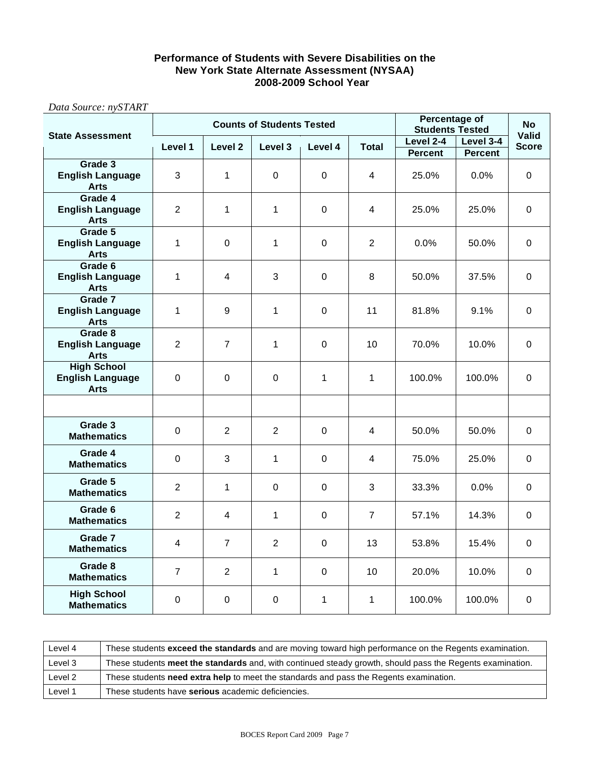### Performance of Students with Severe Disabilities on the New York State Alternate Assessment (NYSAA) 2008-2009 School Year

*Data Source: nySTART*

| State Assessment | Counts of Students Tested | | | | | Percentage of Students Tested | | No Valid Score |
|---|---|---|---|---|---|---|---|---|
| | Level 1 | Level 2 | Level 3 | Level 4 | Total | Level 2-4 Percent | Level 3-4 Percent | |
| Grade 3 English Language Arts | 3 | 1 | 0 | 0 | 4 | 25.0% | 0.0% | 0 |
| Grade 4 English Language Arts | 2 | 1 | 1 | 0 | 4 | 25.0% | 25.0% | 0 |
| Grade 5 English Language Arts | 1 | 0 | 1 | 0 | 2 | 0.0% | 50.0% | 0 |
| Grade 6 English Language Arts | 1 | 4 | 3 | 0 | 8 | 50.0% | 37.5% | 0 |
| Grade 7 English Language Arts | 1 | 9 | 1 | 0 | 11 | 81.8% | 9.1% | 0 |
| Grade 8 English Language Arts | 2 | 7 | 1 | 0 | 10 | 70.0% | 10.0% | 0 |
| High School English Language Arts | 0 | 0 | 0 | 1 | 1 | 100.0% | 100.0% | 0 |
| | | | | | | | | |
| Grade 3 Mathematics | 0 | 2 | 2 | 0 | 4 | 50.0% | 50.0% | 0 |
| Grade 4 Mathematics | 0 | 3 | 1 | 0 | 4 | 75.0% | 25.0% | 0 |
| Grade 5 Mathematics | 2 | 1 | 0 | 0 | 3 | 33.3% | 0.0% | 0 |
| Grade 6 Mathematics | 2 | 4 | 1 | 0 | 7 | 57.1% | 14.3% | 0 |
| Grade 7 Mathematics | 4 | 7 | 2 | 0 | 13 | 53.8% | 15.4% | 0 |
| Grade 8 Mathematics | 7 | 2 | 1 | 0 | 10 | 20.0% | 10.0% | 0 |
| High School Mathematics | 0 | 0 | 0 | 1 | 1 | 100.0% | 100.0% | 0 |

| Level | Description |
|---|---|
| Level 4 | These students **exceed the standards** and are moving toward high performance on the Regents examination. |
| Level 3 | These students **meet the standards** and, with continued steady growth, should pass the Regents examination. |
| Level 2 | These students **need extra help** to meet the standards and pass the Regents examination. |
| Level 1 | These students have **serious** academic deficiencies. |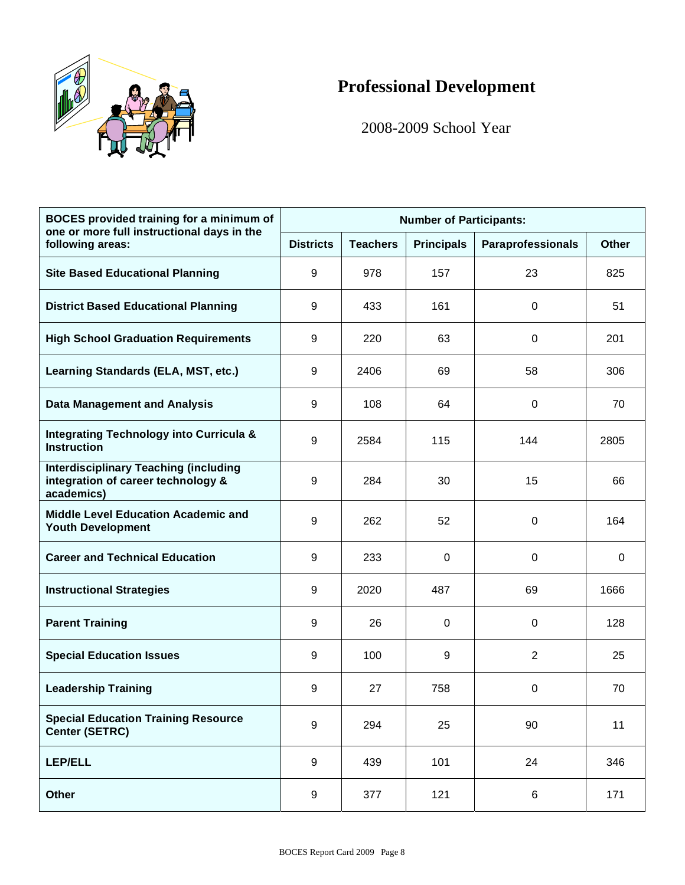# Professional Development

2008-2009 School Year

| BOCES provided training for a minimum of one or more full instructional days in the following areas: | Number of Participants: | | | | |
|---|---|---|---|---|---|
| | Districts | Teachers | Principals | Paraprofessionals | Other |
| **Site Based Educational Planning** | 9 | 978 | 157 | 23 | 825 |
| **District Based Educational Planning** | 9 | 433 | 161 | 0 | 51 |
| **High School Graduation Requirements** | 9 | 220 | 63 | 0 | 201 |
| **Learning Standards (ELA, MST, etc.)** | 9 | 2406 | 69 | 58 | 306 |
| **Data Management and Analysis** | 9 | 108 | 64 | 0 | 70 |
| **Integrating Technology into Curricula & Instruction** | 9 | 2584 | 115 | 144 | 2805 |
| **Interdisciplinary Teaching (including integration of career technology & academics)** | 9 | 284 | 30 | 15 | 66 |
| **Middle Level Education Academic and Youth Development** | 9 | 262 | 52 | 0 | 164 |
| **Career and Technical Education** | 9 | 233 | 0 | 0 | 0 |
| **Instructional Strategies** | 9 | 2020 | 487 | 69 | 1666 |
| **Parent Training** | 9 | 26 | 0 | 0 | 128 |
| **Special Education Issues** | 9 | 100 | 9 | 2 | 25 |
| **Leadership Training** | 9 | 27 | 758 | 0 | 70 |
| **Special Education Training Resource Center (SETRC)** | 9 | 294 | 25 | 90 | 11 |
| **LEP/ELL** | 9 | 439 | 101 | 24 | 346 |
| **Other** | 9 | 377 | 121 | 6 | 171 |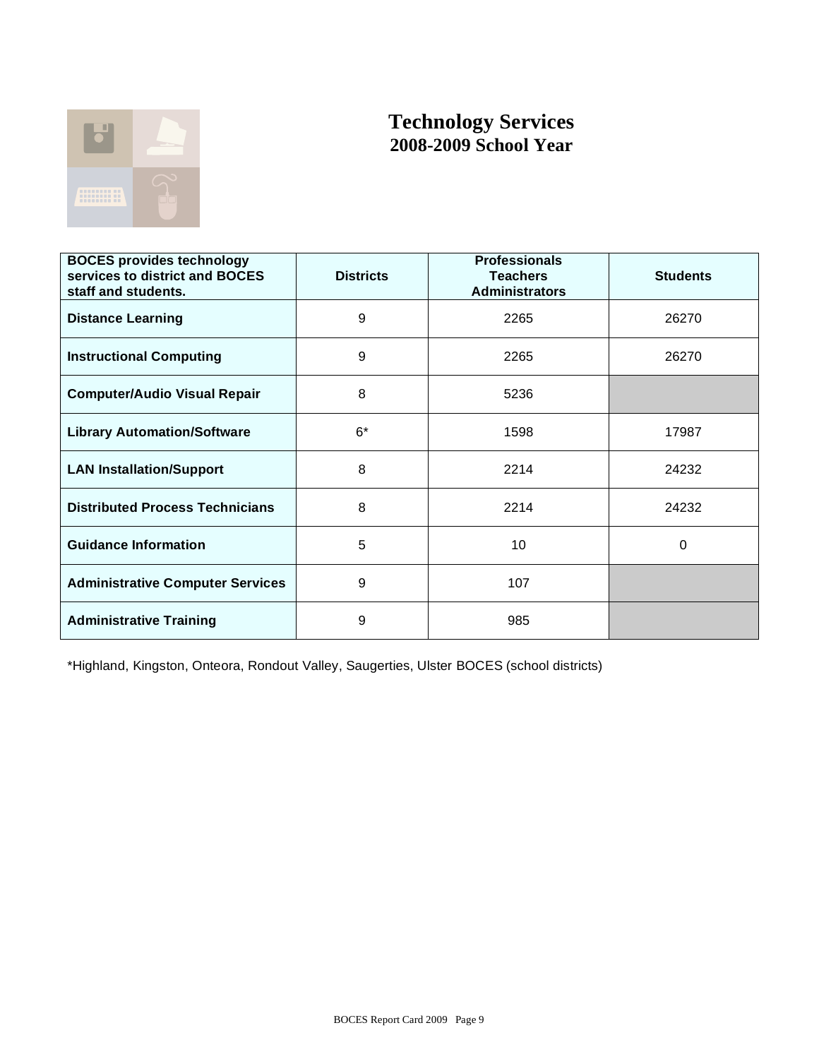# Technology Services
## 2008-2009 School Year

| BOCES provides technology services to district and BOCES staff and students. | Districts | Professionals Teachers Administrators | Students |
|---|---|---|---|
| **Distance Learning** | 9 | 2265 | 26270 |
| **Instructional Computing** | 9 | 2265 | 26270 |
| **Computer/Audio Visual Repair** | 8 | 5236 | |
| **Library Automation/Software** | 6* | 1598 | 17987 |
| **LAN Installation/Support** | 8 | 2214 | 24232 |
| **Distributed Process Technicians** | 8 | 2214 | 24232 |
| **Guidance Information** | 5 | 10 | 0 |
| **Administrative Computer Services** | 9 | 107 | |
| **Administrative Training** | 9 | 985 | |

*Highland, Kingston, Onteora, Rondout Valley, Saugerties, Ulster BOCES (school districts)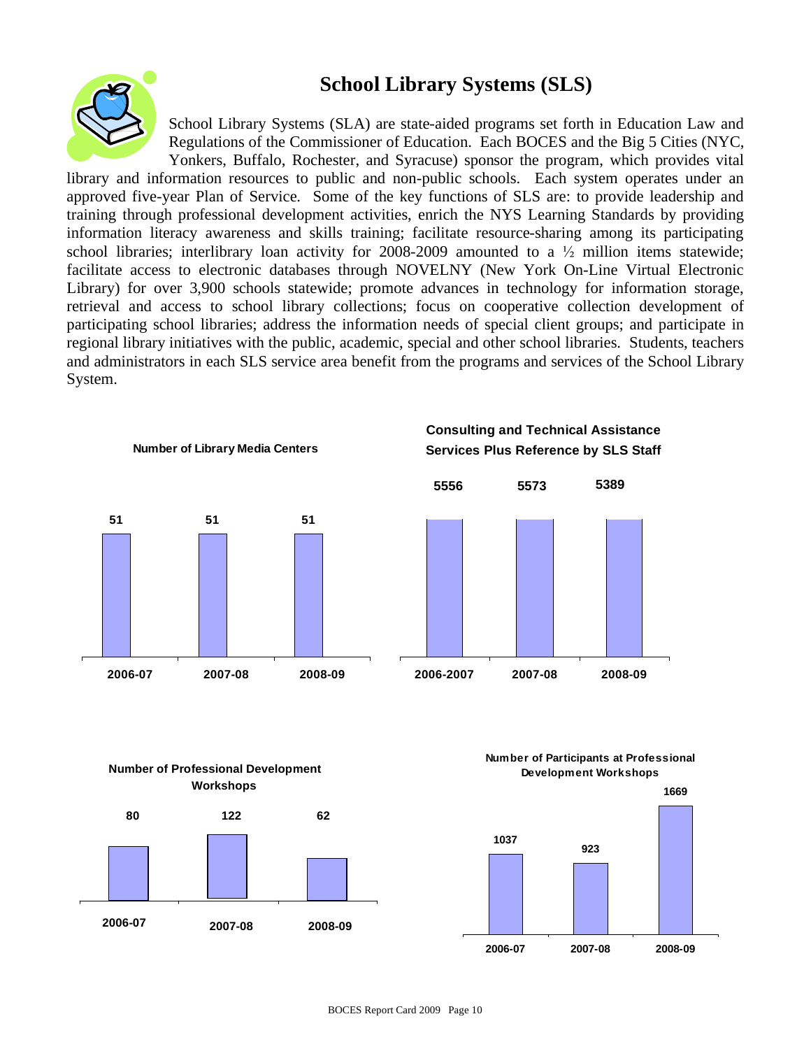# School Library Systems (SLS)

School Library Systems (SLA) are state-aided programs set forth in Education Law and Regulations of the Commissioner of Education. Each BOCES and the Big 5 Cities (NYC, Yonkers, Buffalo, Rochester, and Syracuse) sponsor the program, which provides vital library and information resources to public and non-public schools. Each system operates under an approved five-year Plan of Service. Some of the key functions of SLS are: to provide leadership and training through professional development activities, enrich the NYS Learning Standards by providing information literacy awareness and skills training; facilitate resource-sharing among its participating school libraries; interlibrary loan activity for 2008-2009 amounted to a ½ million items statewide; facilitate access to electronic databases through NOVELNY (New York On-Line Virtual Electronic Library) for over 3,900 schools statewide; promote advances in technology for information storage, retrieval and access to school library collections; focus on cooperative collection development of participating school libraries; address the information needs of special client groups; and participate in regional library initiatives with the public, academic, special and other school libraries. Students, teachers and administrators in each SLS service area benefit from the programs and services of the School Library System.

**Number of Library Media Centers**

| 2006-07 | 2007-08 | 2008-09 |
|---|---|---|
| 51 | 51 | 51 |

**Consulting and Technical Assistance Services Plus Reference by SLS Staff**

| 2006-2007 | 2007-08 | 2008-09 |
|---|---|---|
| 5556 | 5573 | 5389 |

**Number of Professional Development Workshops**

| 2006-07 | 2007-08 | 2008-09 |
|---|---|---|
| 80 | 122 | 62 |

**Number of Participants at Professional Development Workshops**

| 2006-07 | 2007-08 | 2008-09 |
|---|---|---|
| 1037 | 923 | 1669 |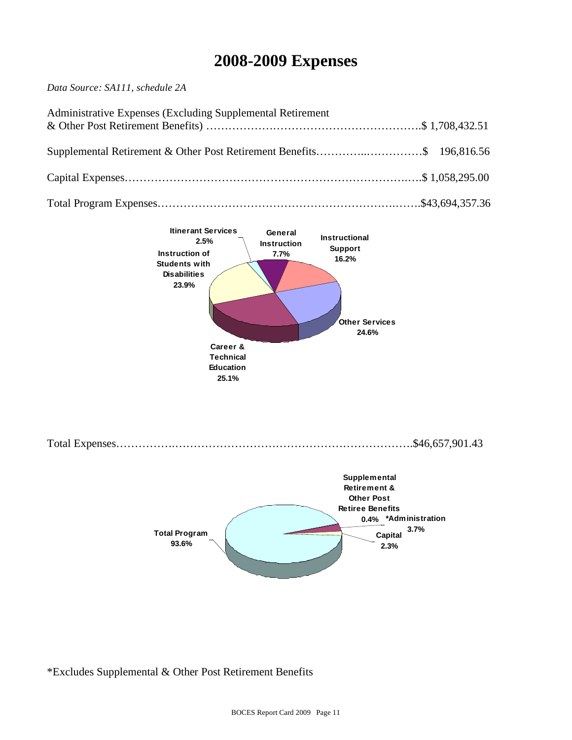# 2008-2009 Expenses

*Data Source: SA111, schedule 2A*

Administrative Expenses (Excluding Supplemental Retirement & Other Post Retirement Benefits) ……………………………………………….$ 1,708,432.51

Supplemental Retirement & Other Post Retirement Benefits…………..……………$ 196,816.56

Capital Expenses……………………………………………………………….….$ 1,058,295.00

Total Program Expenses…………………………………………………….…….$43,694,357.36

Itinerant Services
2.5%
General Instruction
7.7%
Instructional Support
16.2%
Instruction of Students with Disabilities
23.9%
Other Services
24.6%
Career & Technical Education
25.1%

Total Expenses…………….……………………………………………………….$46,657,901.43

Supplemental Retirement & Other Post Retiree Benefits
0.4%
*Administration
3.7%
Total Program
93.6%
Capital
2.3%

*Excludes Supplemental & Other Post Retirement Benefits